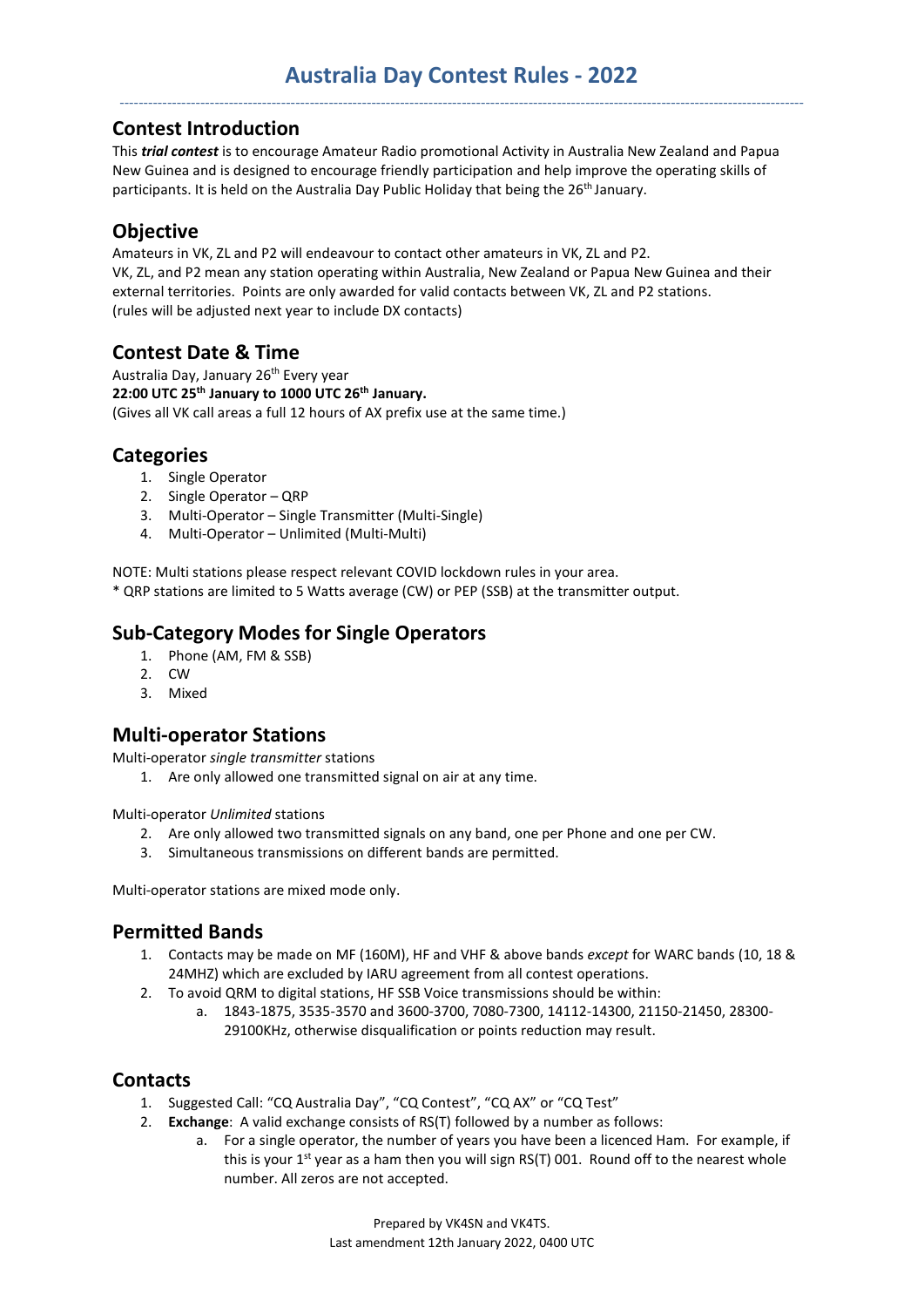# Australia Day Contest Rules - 2022

## Contest Introduction

This ***trial contest*** is to encourage Amateur Radio promotional Activity in Australia New Zealand and Papua New Guinea and is designed to encourage friendly participation and help improve the operating skills of participants. It is held on the Australia Day Public Holiday that being the 26th January.

## Objective

Amateurs in VK, ZL and P2 will endeavour to contact other amateurs in VK, ZL and P2.
VK, ZL, and P2 mean any station operating within Australia, New Zealand or Papua New Guinea and their external territories. Points are only awarded for valid contacts between VK, ZL and P2 stations.
(rules will be adjusted next year to include DX contacts)

## Contest Date & Time

Australia Day, January 26th Every year
**22:00 UTC 25th January to 1000 UTC 26th January.**
(Gives all VK call areas a full 12 hours of AX prefix use at the same time.)

## Categories

1. Single Operator
2. Single Operator – QRP
3. Multi-Operator – Single Transmitter (Multi-Single)
4. Multi-Operator – Unlimited (Multi-Multi)

NOTE: Multi stations please respect relevant COVID lockdown rules in your area.
* QRP stations are limited to 5 Watts average (CW) or PEP (SSB) at the transmitter output.

## Sub-Category Modes for Single Operators

1. Phone (AM, FM & SSB)
2. CW
3. Mixed

## Multi-operator Stations

Multi-operator *single transmitter* stations

1. Are only allowed one transmitted signal on air at any time.

Multi-operator *Unlimited* stations

2. Are only allowed two transmitted signals on any band, one per Phone and one per CW.
3. Simultaneous transmissions on different bands are permitted.

Multi-operator stations are mixed mode only.

## Permitted Bands

1. Contacts may be made on MF (160M), HF and VHF & above bands *except* for WARC bands (10, 18 & 24MHZ) which are excluded by IARU agreement from all contest operations.
2. To avoid QRM to digital stations, HF SSB Voice transmissions should be within:
   a. 1843-1875, 3535-3570 and 3600-3700, 7080-7300, 14112-14300, 21150-21450, 28300-29100KHz, otherwise disqualification or points reduction may result.

## Contacts

1. Suggested Call: "CQ Australia Day", "CQ Contest", "CQ AX" or "CQ Test"
2. **Exchange**: A valid exchange consists of RS(T) followed by a number as follows:
   a. For a single operator, the number of years you have been a licenced Ham. For example, if this is your 1st year as a ham then you will sign RS(T) 001. Round off to the nearest whole number. All zeros are not accepted.

Prepared by VK4SN and VK4TS.
Last amendment 12th January 2022, 0400 UTC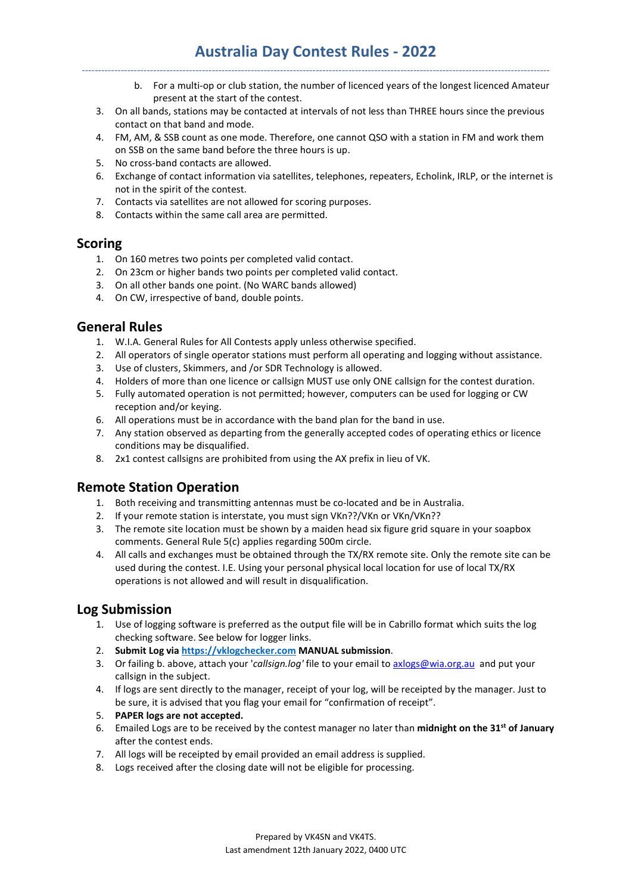b. For a multi-op or club station, the number of licenced years of the longest licenced Amateur present at the start of the contest.

3. On all bands, stations may be contacted at intervals of not less than THREE hours since the previous contact on that band and mode.
4. FM, AM, & SSB count as one mode. Therefore, one cannot QSO with a station in FM and work them on SSB on the same band before the three hours is up.
5. No cross-band contacts are allowed.
6. Exchange of contact information via satellites, telephones, repeaters, Echolink, IRLP, or the internet is not in the spirit of the contest.
7. Contacts via satellites are not allowed for scoring purposes.
8. Contacts within the same call area are permitted.

## Scoring

1. On 160 metres two points per completed valid contact.
2. On 23cm or higher bands two points per completed valid contact.
3. On all other bands one point. (No WARC bands allowed)
4. On CW, irrespective of band, double points.

## General Rules

1. W.I.A. General Rules for All Contests apply unless otherwise specified.
2. All operators of single operator stations must perform all operating and logging without assistance.
3. Use of clusters, Skimmers, and /or SDR Technology is allowed.
4. Holders of more than one licence or callsign MUST use only ONE callsign for the contest duration.
5. Fully automated operation is not permitted; however, computers can be used for logging or CW reception and/or keying.
6. All operations must be in accordance with the band plan for the band in use.
7. Any station observed as departing from the generally accepted codes of operating ethics or licence conditions may be disqualified.
8. 2x1 contest callsigns are prohibited from using the AX prefix in lieu of VK.

## Remote Station Operation

1. Both receiving and transmitting antennas must be co-located and be in Australia.
2. If your remote station is interstate, you must sign VKn??/VKn or VKn/VKn??
3. The remote site location must be shown by a maiden head six figure grid square in your soapbox comments. General Rule 5(c) applies regarding 500m circle.
4. All calls and exchanges must be obtained through the TX/RX remote site. Only the remote site can be used during the contest. I.E. Using your personal physical local location for use of local TX/RX operations is not allowed and will result in disqualification.

## Log Submission

1. Use of logging software is preferred as the output file will be in Cabrillo format which suits the log checking software. See below for logger links.
2. **Submit Log via [https://vklogchecker.com](https://vklogchecker.com) MANUAL submission**.
3. Or failing b. above, attach your '*callsign.log*' file to your email to [axlogs@wia.org.au](mailto:axlogs@wia.org.au) and put your callsign in the subject.
4. If logs are sent directly to the manager, receipt of your log, will be receipted by the manager. Just to be sure, it is advised that you flag your email for "confirmation of receipt".
5. **PAPER logs are not accepted.**
6. Emailed Logs are to be received by the contest manager no later than **midnight on the 31st of January** after the contest ends.
7. All logs will be receipted by email provided an email address is supplied.
8. Logs received after the closing date will not be eligible for processing.

Prepared by VK4SN and VK4TS.
Last amendment 12th January 2022, 0400 UTC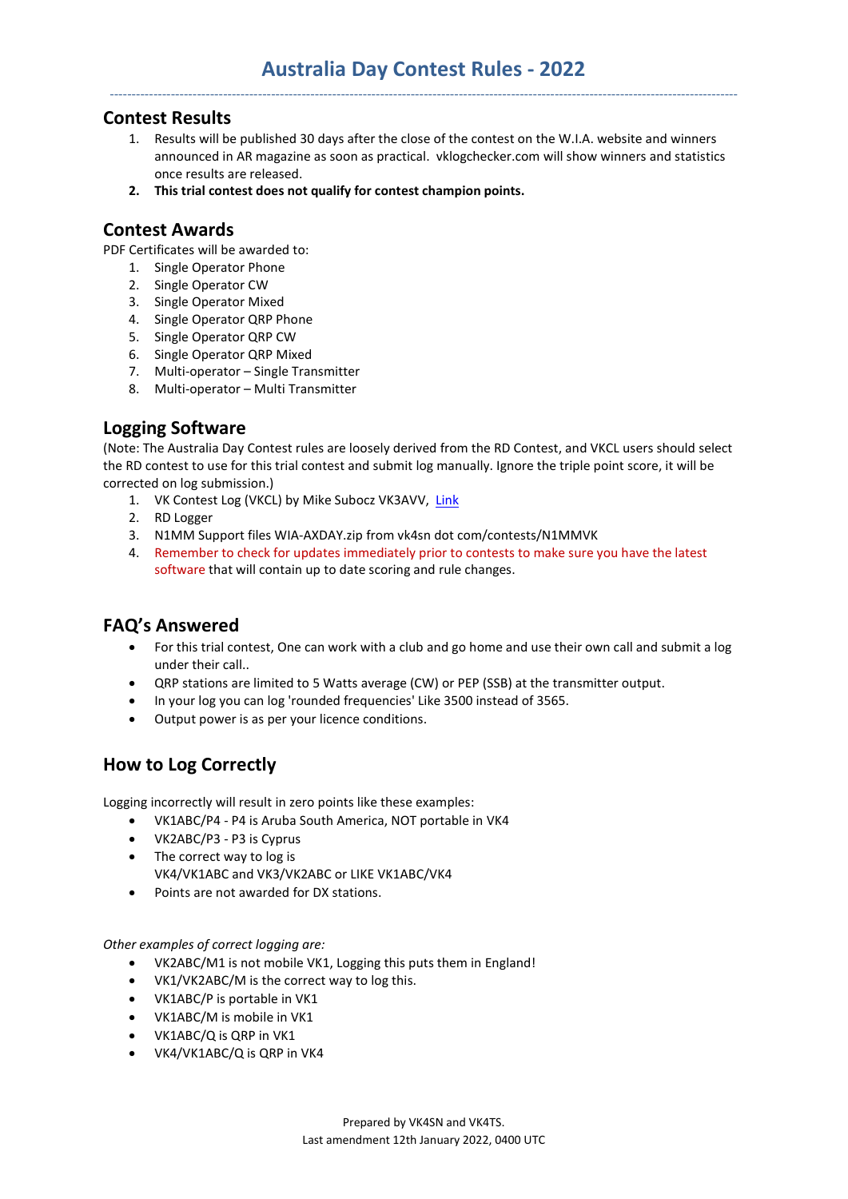# Australia Day Contest Rules - 2022

## Contest Results

1. Results will be published 30 days after the close of the contest on the W.I.A. website and winners announced in AR magazine as soon as practical. vklogchecker.com will show winners and statistics once results are released.
2. **This trial contest does not qualify for contest champion points.**

## Contest Awards

PDF Certificates will be awarded to:

1. Single Operator Phone
2. Single Operator CW
3. Single Operator Mixed
4. Single Operator QRP Phone
5. Single Operator QRP CW
6. Single Operator QRP Mixed
7. Multi-operator – Single Transmitter
8. Multi-operator – Multi Transmitter

## Logging Software

(Note: The Australia Day Contest rules are loosely derived from the RD Contest, and VKCL users should select the RD contest to use for this trial contest and submit log manually. Ignore the triple point score, it will be corrected on log submission.)

1. VK Contest Log (VKCL) by Mike Subocz VK3AVV, Link
2. RD Logger
3. N1MM Support files WIA-AXDAY.zip from vk4sn dot com/contests/N1MMVK
4. Remember to check for updates immediately prior to contests to make sure you have the latest software that will contain up to date scoring and rule changes.

## FAQ's Answered

- For this trial contest, One can work with a club and go home and use their own call and submit a log under their call..
- QRP stations are limited to 5 Watts average (CW) or PEP (SSB) at the transmitter output.
- In your log you can log 'rounded frequencies' Like 3500 instead of 3565.
- Output power is as per your licence conditions.

## How to Log Correctly

Logging incorrectly will result in zero points like these examples:

- VK1ABC/P4 - P4 is Aruba South America, NOT portable in VK4
- VK2ABC/P3 - P3 is Cyprus
- The correct way to log is
  VK4/VK1ABC and VK3/VK2ABC or LIKE VK1ABC/VK4
- Points are not awarded for DX stations.

*Other examples of correct logging are:*

- VK2ABC/M1 is not mobile VK1, Logging this puts them in England!
- VK1/VK2ABC/M is the correct way to log this.
- VK1ABC/P is portable in VK1
- VK1ABC/M is mobile in VK1
- VK1ABC/Q is QRP in VK1
- VK4/VK1ABC/Q is QRP in VK4

Prepared by VK4SN and VK4TS.
Last amendment 12th January 2022, 0400 UTC